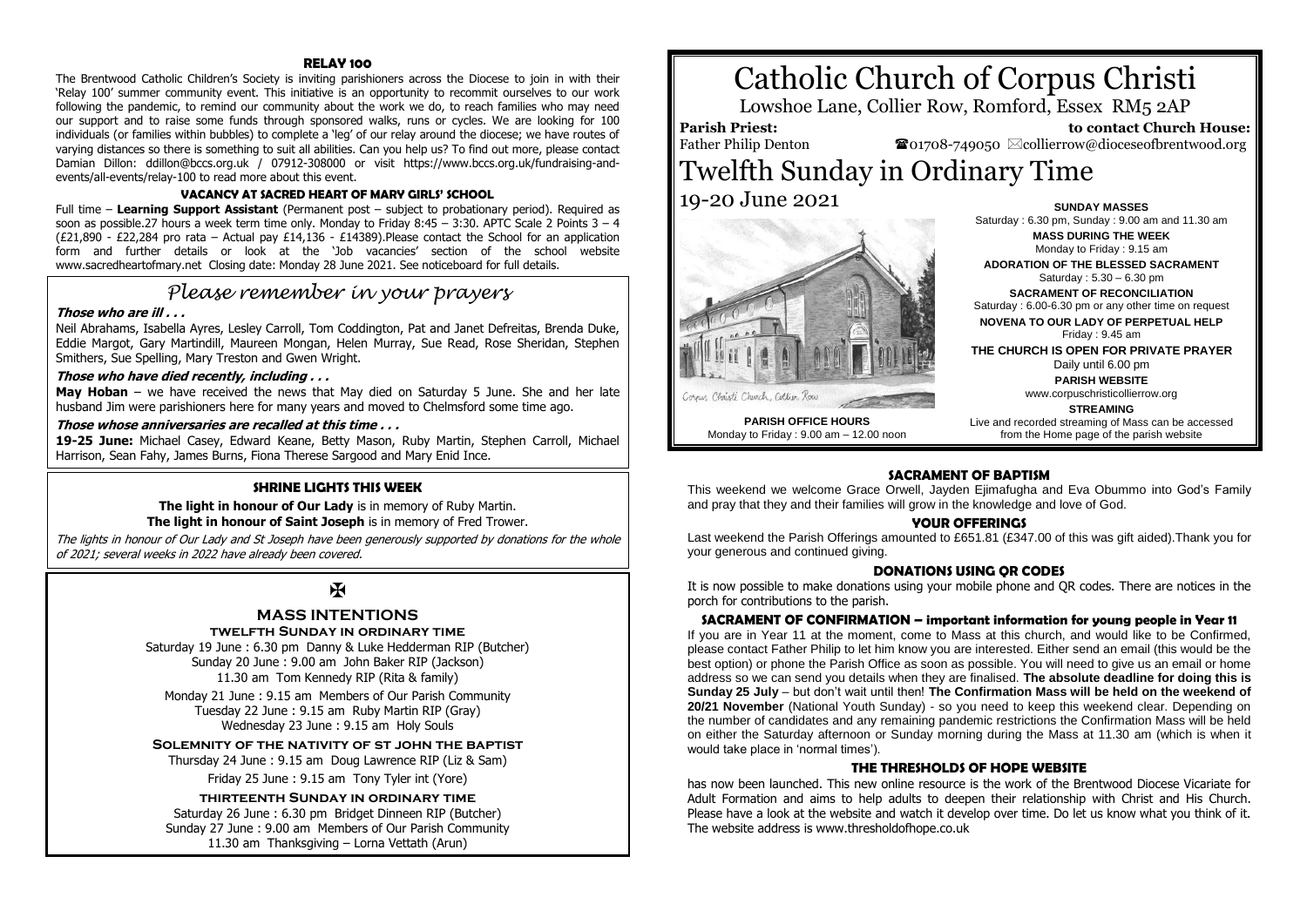# Catholic Church of Corpus Christi

Lowshoe Lane, Collier Row, Romford, Essex RM5 2AP

**Parish Priest:** Father Philip Denton

**to contact Church House:** ☎01708-749050 ✉collierrow@dioceseofbrentwood.org

# Twelfth Sunday in Ordinary Time

19-20 June 2021

Corpus Christi Church, Collier Row

**PARISH OFFICE HOURS**
Monday to Friday : 9.00 am – 12.00 noon

**SUNDAY MASSES**
Saturday : 6.30 pm, Sunday : 9.00 am and 11.30 am

**MASS DURING THE WEEK**
Monday to Friday : 9.15 am

**ADORATION OF THE BLESSED SACRAMENT**
Saturday : 5.30 – 6.30 pm

**SACRAMENT OF RECONCILIATION**
Saturday : 6.00-6.30 pm or any other time on request

**NOVENA TO OUR LADY OF PERPETUAL HELP**
Friday : 9.45 am

**THE CHURCH IS OPEN FOR PRIVATE PRAYER**
Daily until 6.00 pm

**PARISH WEBSITE**
www.corpuschristicollierrow.org

**STREAMING**
Live and recorded streaming of Mass can be accessed from the Home page of the parish website

### SACRAMENT OF BAPTISM

This weekend we welcome Grace Orwell, Jayden Ejimafugha and Eva Obummo into God's Family and pray that they and their families will grow in the knowledge and love of God.

### YOUR OFFERINGS

Last weekend the Parish Offerings amounted to £651.81 (£347.00 of this was gift aided).Thank you for your generous and continued giving.

### DONATIONS USING QR CODES

It is now possible to make donations using your mobile phone and QR codes. There are notices in the porch for contributions to the parish.

### SACRAMENT OF CONFIRMATION – important information for young people in Year 11

If you are in Year 11 at the moment, come to Mass at this church, and would like to be Confirmed, please contact Father Philip to let him know you are interested. Either send an email (this would be the best option) or phone the Parish Office as soon as possible. You will need to give us an email or home address so we can send you details when they are finalised. **The absolute deadline for doing this is Sunday 25 July** – but don't wait until then! **The Confirmation Mass will be held on the weekend of 20/21 November** (National Youth Sunday) - so you need to keep this weekend clear. Depending on the number of candidates and any remaining pandemic restrictions the Confirmation Mass will be held on either the Saturday afternoon or Sunday morning during the Mass at 11.30 am (which is when it would take place in 'normal times').

### THE THRESHOLDS OF HOPE WEBSITE

has now been launched. This new online resource is the work of the Brentwood Diocese Vicariate for Adult Formation and aims to help adults to deepen their relationship with Christ and His Church. Please have a look at the website and watch it develop over time. Do let us know what you think of it. The website address is www.thresholdofhope.co.uk

### RELAY 100

The Brentwood Catholic Children's Society is inviting parishioners across the Diocese to join in with their 'Relay 100' summer community event. This initiative is an opportunity to recommit ourselves to our work following the pandemic, to remind our community about the work we do, to reach families who may need our support and to raise some funds through sponsored walks, runs or cycles. We are looking for 100 individuals (or families within bubbles) to complete a 'leg' of our relay around the diocese; we have routes of varying distances so there is something to suit all abilities. Can you help us? To find out more, please contact Damian Dillon: ddillon@bccs.org.uk / 07912-308000 or visit https://www.bccs.org.uk/fundraising-and-events/all-events/relay-100 to read more about this event.

### VACANCY AT SACRED HEART OF MARY GIRLS' SCHOOL

Full time – **Learning Support Assistant** (Permanent post – subject to probationary period). Required as soon as possible.27 hours a week term time only. Monday to Friday 8:45 – 3:30. APTC Scale 2 Points 3 – 4 (£21,890 - £22,284 pro rata – Actual pay £14,136 - £14389).Please contact the School for an application form and further details or look at the 'Job vacancies' section of the school website www.sacredheartofmary.net Closing date: Monday 28 June 2021. See noticeboard for full details.

## *Please remember in your prayers*

***Those who are ill . . .***

Neil Abrahams, Isabella Ayres, Lesley Carroll, Tom Coddington, Pat and Janet Defreitas, Brenda Duke, Eddie Margot, Gary Martindill, Maureen Mongan, Helen Murray, Sue Read, Rose Sheridan, Stephen Smithers, Sue Spelling, Mary Treston and Gwen Wright.

***Those who have died recently, including . . .***

**May Hoban** – we have received the news that May died on Saturday 5 June. She and her late husband Jim were parishioners here for many years and moved to Chelmsford some time ago.

***Those whose anniversaries are recalled at this time . . .***

**19-25 June:** Michael Casey, Edward Keane, Betty Mason, Ruby Martin, Stephen Carroll, Michael Harrison, Sean Fahy, James Burns, Fiona Therese Sargood and Mary Enid Ince.

### SHRINE LIGHTS THIS WEEK

**The light in honour of Our Lady** is in memory of Ruby Martin.
**The light in honour of Saint Joseph** is in memory of Fred Trower.

*The lights in honour of Our Lady and St Joseph have been generously supported by donations for the whole of 2021; several weeks in 2022 have already been covered.*

✠

### MASS INTENTIONS

**TWELFTH SUNDAY IN ORDINARY TIME**

Saturday 19 June : 6.30 pm Danny & Luke Hedderman RIP (Butcher)
Sunday 20 June : 9.00 am John Baker RIP (Jackson)
11.30 am Tom Kennedy RIP (Rita & family)

Monday 21 June : 9.15 am Members of Our Parish Community
Tuesday 22 June : 9.15 am Ruby Martin RIP (Gray)
Wednesday 23 June : 9.15 am Holy Souls

**SOLEMNITY OF THE NATIVITY OF ST JOHN THE BAPTIST**

Thursday 24 June : 9.15 am Doug Lawrence RIP (Liz & Sam)

Friday 25 June : 9.15 am Tony Tyler int (Yore)

**THIRTEENTH SUNDAY IN ORDINARY TIME**

Saturday 26 June : 6.30 pm Bridget Dinneen RIP (Butcher)
Sunday 27 June : 9.00 am Members of Our Parish Community
11.30 am Thanksgiving – Lorna Vettath (Arun)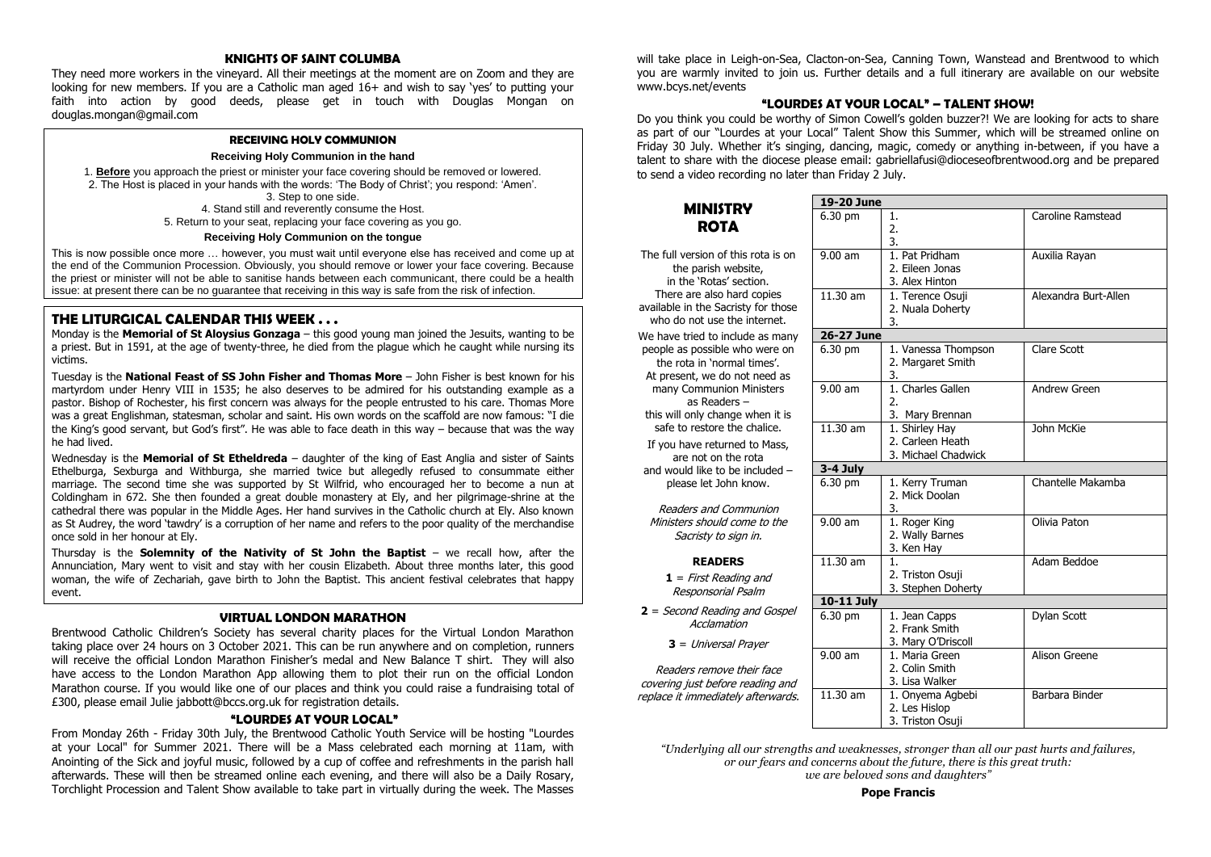## KNIGHTS OF SAINT COLUMBA

They need more workers in the vineyard. All their meetings at the moment are on Zoom and they are looking for new members. If you are a Catholic man aged 16+ and wish to say 'yes' to putting your faith into action by good deeds, please get in touch with Douglas Mongan on douglas.mongan@gmail.com

## RECEIVING HOLY COMMUNION

**Receiving Holy Communion in the hand**

1. **Before** you approach the priest or minister your face covering should be removed or lowered.
2. The Host is placed in your hands with the words: 'The Body of Christ'; you respond: 'Amen'.
3. Step to one side.
4. Stand still and reverently consume the Host.
5. Return to your seat, replacing your face covering as you go.

**Receiving Holy Communion on the tongue**

This is now possible once more … however, you must wait until everyone else has received and come up at the end of the Communion Procession. Obviously, you should remove or lower your face covering. Because the priest or minister will not be able to sanitise hands between each communicant, there could be a health issue: at present there can be no guarantee that receiving in this way is safe from the risk of infection.

## THE LITURGICAL CALENDAR THIS WEEK . . .

Monday is the **Memorial of St Aloysius Gonzaga** – this good young man joined the Jesuits, wanting to be a priest. But in 1591, at the age of twenty-three, he died from the plague which he caught while nursing its victims.

Tuesday is the **National Feast of SS John Fisher and Thomas More** – John Fisher is best known for his martyrdom under Henry VIII in 1535; he also deserves to be admired for his outstanding example as a pastor. Bishop of Rochester, his first concern was always for the people entrusted to his care. Thomas More was a great Englishman, statesman, scholar and saint. His own words on the scaffold are now famous: "I die the King's good servant, but God's first". He was able to face death in this way – because that was the way he had lived.

Wednesday is the **Memorial of St Etheldreda** – daughter of the king of East Anglia and sister of Saints Ethelburga, Sexburga and Withburga, she married twice but allegedly refused to consummate either marriage. The second time she was supported by St Wilfrid, who encouraged her to become a nun at Coldingham in 672. She then founded a great double monastery at Ely, and her pilgrimage-shrine at the cathedral there was popular in the Middle Ages. Her hand survives in the Catholic church at Ely. Also known as St Audrey, the word 'tawdry' is a corruption of her name and refers to the poor quality of the merchandise once sold in her honour at Ely.

Thursday is the **Solemnity of the Nativity of St John the Baptist** – we recall how, after the Annunciation, Mary went to visit and stay with her cousin Elizabeth. About three months later, this good woman, the wife of Zechariah, gave birth to John the Baptist. This ancient festival celebrates that happy event.

## VIRTUAL LONDON MARATHON

Brentwood Catholic Children's Society has several charity places for the Virtual London Marathon taking place over 24 hours on 3 October 2021. This can be run anywhere and on completion, runners will receive the official London Marathon Finisher's medal and New Balance T shirt. They will also have access to the London Marathon App allowing them to plot their run on the official London Marathon course. If you would like one of our places and think you could raise a fundraising total of £300, please email Julie jabbott@bccs.org.uk for registration details.

## "LOURDES AT YOUR LOCAL"

From Monday 26th - Friday 30th July, the Brentwood Catholic Youth Service will be hosting "Lourdes at your Local" for Summer 2021. There will be a Mass celebrated each morning at 11am, with Anointing of the Sick and joyful music, followed by a cup of coffee and refreshments in the parish hall afterwards. These will then be streamed online each evening, and there will also be a Daily Rosary, Torchlight Procession and Talent Show available to take part in virtually during the week. The Masses will take place in Leigh-on-Sea, Clacton-on-Sea, Canning Town, Wanstead and Brentwood to which you are warmly invited to join us. Further details and a full itinerary are available on our website www.bcys.net/events

## "LOURDES AT YOUR LOCAL" – TALENT SHOW!

Do you think you could be worthy of Simon Cowell's golden buzzer?! We are looking for acts to share as part of our "Lourdes at your Local" Talent Show this Summer, which will be streamed online on Friday 30 July. Whether it's singing, dancing, magic, comedy or anything in-between, if you have a talent to share with the diocese please email: gabriellafusi@dioceseofbrentwood.org and be prepared to send a video recording no later than Friday 2 July.

## MINISTRY ROTA

The full version of this rota is on the parish website, in the 'Rotas' section. There are also hard copies available in the Sacristy for those who do not use the internet.

We have tried to include as many people as possible who were on the rota in 'normal times'. At present, we do not need as many Communion Ministers as Readers – this will only change when it is safe to restore the chalice.

If you have returned to Mass, are not on the rota and would like to be included – please let John know.

*Readers and Communion Ministers should come to the Sacristy to sign in.*

**READERS**

**1** = *First Reading and Responsorial Psalm*

**2** = *Second Reading and Gospel Acclamation*

**3** = *Universal Prayer*

*Readers remove their face covering just before reading and replace it immediately afterwards.*

| | | |
|---|---|---|
| **19-20 June** | | |
| 6.30 pm | 1.<br>2.<br>3. | Caroline Ramstead |
| 9.00 am | 1. Pat Pridham<br>2. Eileen Jonas<br>3. Alex Hinton | Auxilia Rayan |
| 11.30 am | 1. Terence Osuji<br>2. Nuala Doherty<br>3. | Alexandra Burt-Allen |
| **26-27 June** | | |
| 6.30 pm | 1. Vanessa Thompson<br>2. Margaret Smith<br>3. | Clare Scott |
| 9.00 am | 1. Charles Gallen<br>2.<br>3. Mary Brennan | Andrew Green |
| 11.30 am | 1. Shirley Hay<br>2. Carleen Heath<br>3. Michael Chadwick | John McKie |
| **3-4 July** | | |
| 6.30 pm | 1. Kerry Truman<br>2. Mick Doolan<br>3. | Chantelle Makamba |
| 9.00 am | 1. Roger King<br>2. Wally Barnes<br>3. Ken Hay | Olivia Paton |
| 11.30 am | 1.<br>2. Triston Osuji<br>3. Stephen Doherty | Adam Beddoe |
| **10-11 July** | | |
| 6.30 pm | 1. Jean Capps<br>2. Frank Smith<br>3. Mary O'Driscoll | Dylan Scott |
| 9.00 am | 1. Maria Green<br>2. Colin Smith<br>3. Lisa Walker | Alison Greene |
| 11.30 am | 1. Onyema Agbebi<br>2. Les Hislop<br>3. Triston Osuji | Barbara Binder |

*"Underlying all our strengths and weaknesses, stronger than all our past hurts and failures, or our fears and concerns about the future, there is this great truth: we are beloved sons and daughters"*

**Pope Francis**